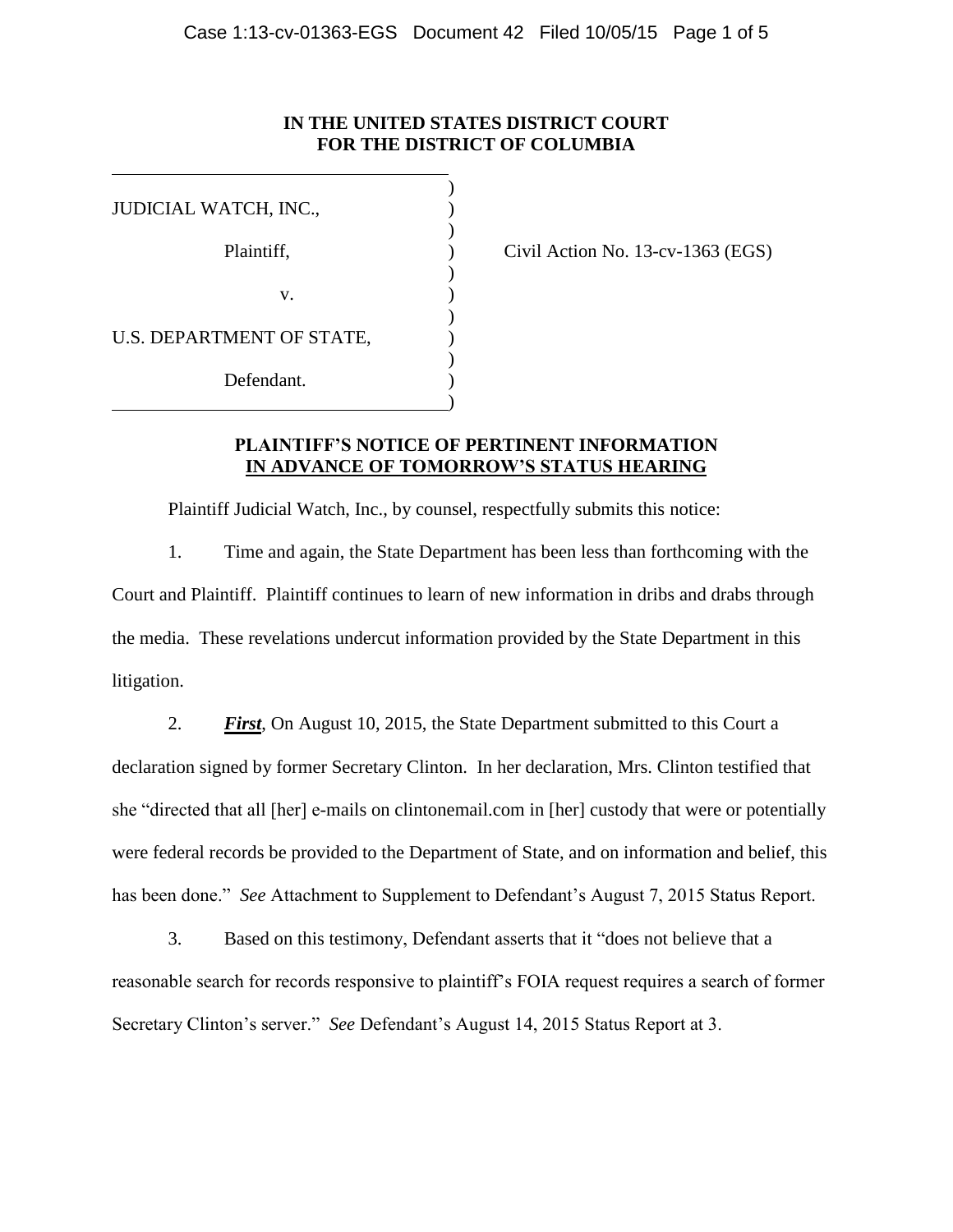**IN THE UNITED STATES DISTRICT COURT**
**FOR THE DISTRICT OF COLUMBIA**

JUDICIAL WATCH, INC.,

Plaintiff,

v.

U.S. DEPARTMENT OF STATE,

Defendant.

Civil Action No. 13-cv-1363 (EGS)

**PLAINTIFF'S NOTICE OF PERTINENT INFORMATION**
**IN ADVANCE OF TOMORROW'S STATUS HEARING**

Plaintiff Judicial Watch, Inc., by counsel, respectfully submits this notice:

1. Time and again, the State Department has been less than forthcoming with the Court and Plaintiff. Plaintiff continues to learn of new information in dribs and drabs through the media. These revelations undercut information provided by the State Department in this litigation.

2. ***First***, On August 10, 2015, the State Department submitted to this Court a declaration signed by former Secretary Clinton. In her declaration, Mrs. Clinton testified that she "directed that all [her] e-mails on clintonemail.com in [her] custody that were or potentially were federal records be provided to the Department of State, and on information and belief, this has been done." *See* Attachment to Supplement to Defendant's August 7, 2015 Status Report.

3. Based on this testimony, Defendant asserts that it "does not believe that a reasonable search for records responsive to plaintiff's FOIA request requires a search of former Secretary Clinton's server." *See* Defendant's August 14, 2015 Status Report at 3.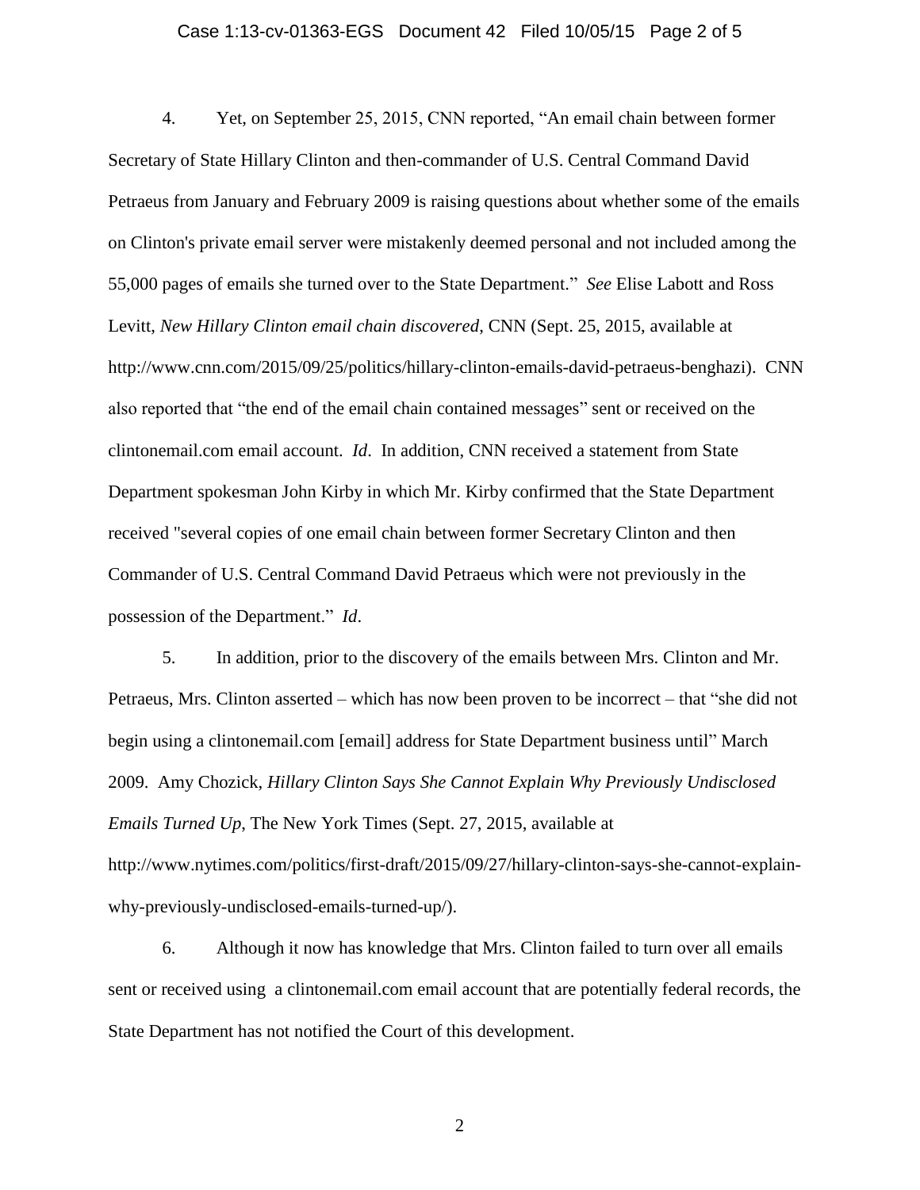4. Yet, on September 25, 2015, CNN reported, “An email chain between former Secretary of State Hillary Clinton and then-commander of U.S. Central Command David Petraeus from January and February 2009 is raising questions about whether some of the emails on Clinton's private email server were mistakenly deemed personal and not included among the 55,000 pages of emails she turned over to the State Department.” *See* Elise Labott and Ross Levitt, *New Hillary Clinton email chain discovered*, CNN (Sept. 25, 2015, available at http://www.cnn.com/2015/09/25/politics/hillary-clinton-emails-david-petraeus-benghazi). CNN also reported that “the end of the email chain contained messages” sent or received on the clintonemail.com email account. *Id*. In addition, CNN received a statement from State Department spokesman John Kirby in which Mr. Kirby confirmed that the State Department received "several copies of one email chain between former Secretary Clinton and then Commander of U.S. Central Command David Petraeus which were not previously in the possession of the Department.” *Id*.

5. In addition, prior to the discovery of the emails between Mrs. Clinton and Mr. Petraeus, Mrs. Clinton asserted – which has now been proven to be incorrect – that “she did not begin using a clintonemail.com [email] address for State Department business until” March 2009. Amy Chozick, *Hillary Clinton Says She Cannot Explain Why Previously Undisclosed Emails Turned Up*, The New York Times (Sept. 27, 2015, available at http://www.nytimes.com/politics/first-draft/2015/09/27/hillary-clinton-says-she-cannot-explain-why-previously-undisclosed-emails-turned-up/).

6. Although it now has knowledge that Mrs. Clinton failed to turn over all emails sent or received using a clintonemail.com email account that are potentially federal records, the State Department has not notified the Court of this development.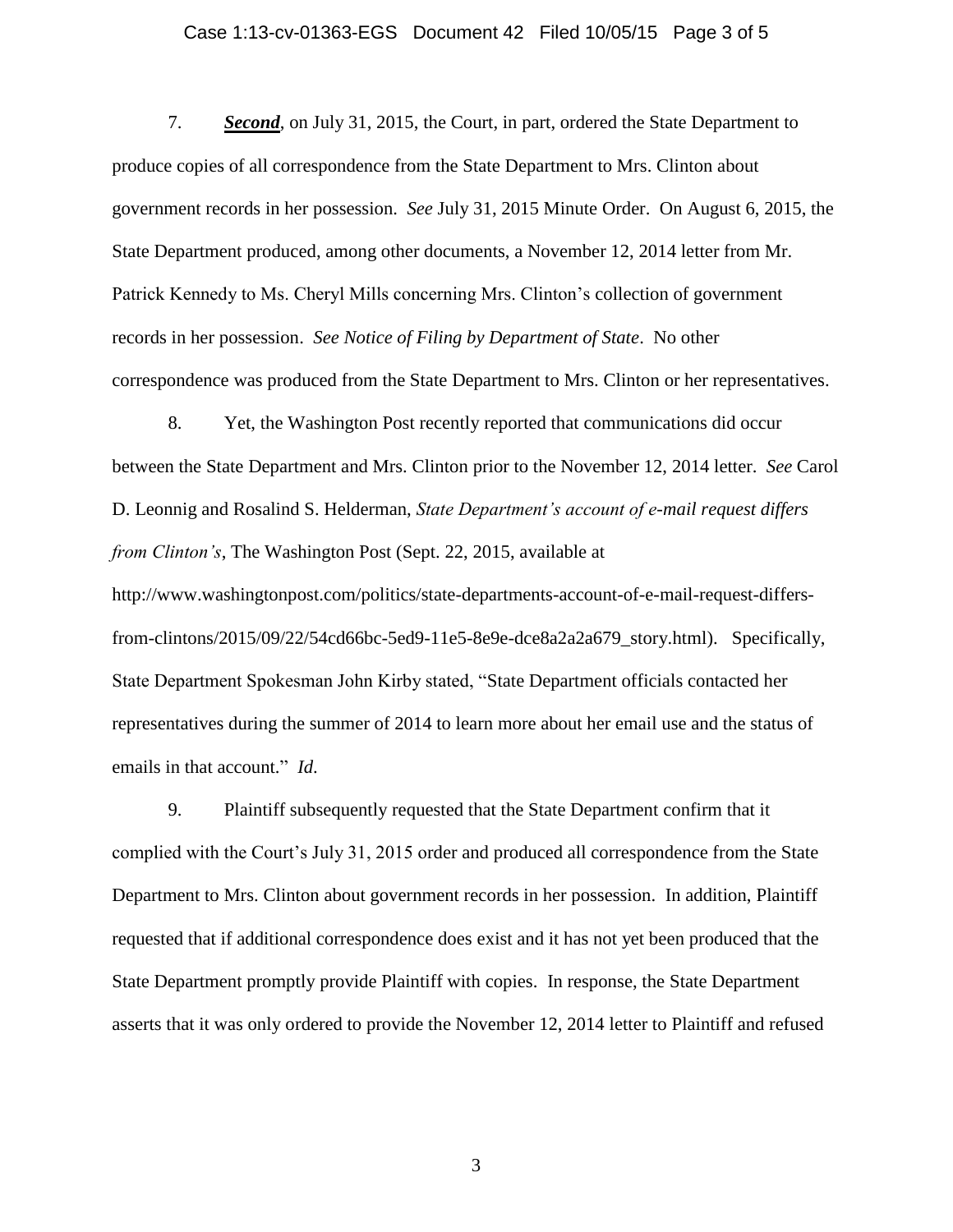7. ***Second***, on July 31, 2015, the Court, in part, ordered the State Department to produce copies of all correspondence from the State Department to Mrs. Clinton about government records in her possession. *See* July 31, 2015 Minute Order. On August 6, 2015, the State Department produced, among other documents, a November 12, 2014 letter from Mr. Patrick Kennedy to Ms. Cheryl Mills concerning Mrs. Clinton's collection of government records in her possession. *See Notice of Filing by Department of State*. No other correspondence was produced from the State Department to Mrs. Clinton or her representatives.

8. Yet, the Washington Post recently reported that communications did occur between the State Department and Mrs. Clinton prior to the November 12, 2014 letter. *See* Carol D. Leonnig and Rosalind S. Helderman, *State Department's account of e-mail request differs from Clinton's*, The Washington Post (Sept. 22, 2015, available at http://www.washingtonpost.com/politics/state-departments-account-of-e-mail-request-differs-from-clintons/2015/09/22/54cd66bc-5ed9-11e5-8e9e-dce8a2a2a679_story.html). Specifically, State Department Spokesman John Kirby stated, "State Department officials contacted her representatives during the summer of 2014 to learn more about her email use and the status of emails in that account." *Id.*

9. Plaintiff subsequently requested that the State Department confirm that it complied with the Court's July 31, 2015 order and produced all correspondence from the State Department to Mrs. Clinton about government records in her possession. In addition, Plaintiff requested that if additional correspondence does exist and it has not yet been produced that the State Department promptly provide Plaintiff with copies. In response, the State Department asserts that it was only ordered to provide the November 12, 2014 letter to Plaintiff and refused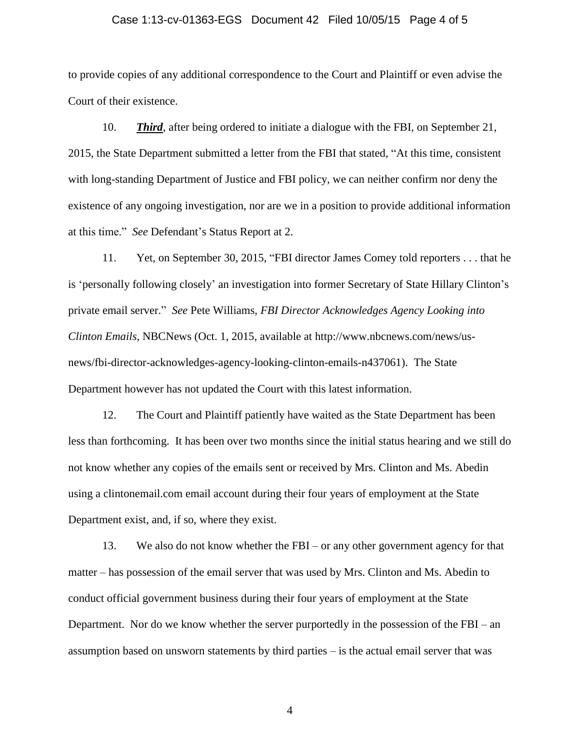to provide copies of any additional correspondence to the Court and Plaintiff or even advise the Court of their existence.

10. ***Third***, after being ordered to initiate a dialogue with the FBI, on September 21, 2015, the State Department submitted a letter from the FBI that stated, "At this time, consistent with long-standing Department of Justice and FBI policy, we can neither confirm nor deny the existence of any ongoing investigation, nor are we in a position to provide additional information at this time." *See* Defendant's Status Report at 2.

11. Yet, on September 30, 2015, "FBI director James Comey told reporters . . . that he is 'personally following closely' an investigation into former Secretary of State Hillary Clinton's private email server." *See* Pete Williams, *FBI Director Acknowledges Agency Looking into Clinton Emails*, NBCNews (Oct. 1, 2015, available at http://www.nbcnews.com/news/us-news/fbi-director-acknowledges-agency-looking-clinton-emails-n437061). The State Department however has not updated the Court with this latest information.

12. The Court and Plaintiff patiently have waited as the State Department has been less than forthcoming. It has been over two months since the initial status hearing and we still do not know whether any copies of the emails sent or received by Mrs. Clinton and Ms. Abedin using a clintonemail.com email account during their four years of employment at the State Department exist, and, if so, where they exist.

13. We also do not know whether the FBI – or any other government agency for that matter – has possession of the email server that was used by Mrs. Clinton and Ms. Abedin to conduct official government business during their four years of employment at the State Department. Nor do we know whether the server purportedly in the possession of the FBI – an assumption based on unsworn statements by third parties – is the actual email server that was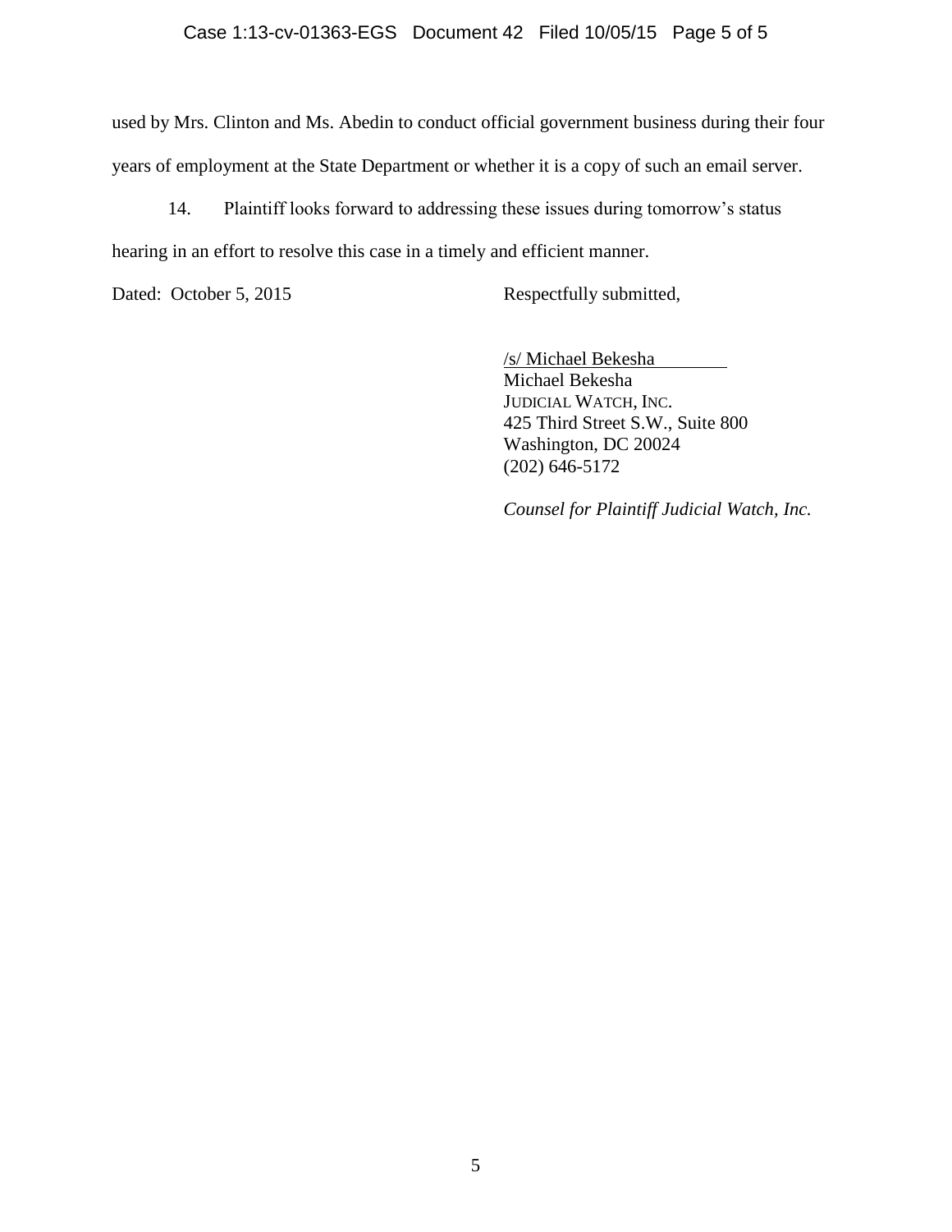used by Mrs. Clinton and Ms. Abedin to conduct official government business during their four years of employment at the State Department or whether it is a copy of such an email server.

14. Plaintiff looks forward to addressing these issues during tomorrow's status hearing in an effort to resolve this case in a timely and efficient manner.

Dated: October 5, 2015

Respectfully submitted,

/s/ Michael Bekesha
Michael Bekesha
JUDICIAL WATCH, INC.
425 Third Street S.W., Suite 800
Washington, DC 20024
(202) 646-5172

*Counsel for Plaintiff Judicial Watch, Inc.*